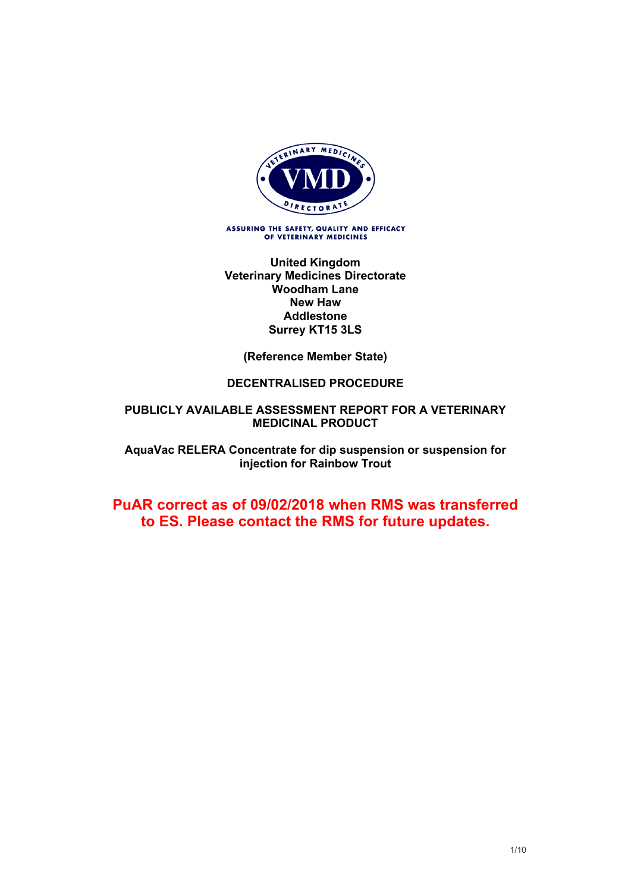ASSURING THE SAFETY, QUALITY AND EFFICACY OF VETERINARY MEDICINES

**United Kingdom**
**Veterinary Medicines Directorate**
**Woodham Lane**
**New Haw**
**Addlestone**
**Surrey KT15 3LS**

**(Reference Member State)**

**DECENTRALISED PROCEDURE**

**PUBLICLY AVAILABLE ASSESSMENT REPORT FOR A VETERINARY MEDICINAL PRODUCT**

**AquaVac RELERA Concentrate for dip suspension or suspension for injection for Rainbow Trout**

**PuAR correct as of 09/02/2018 when RMS was transferred to ES. Please contact the RMS for future updates.**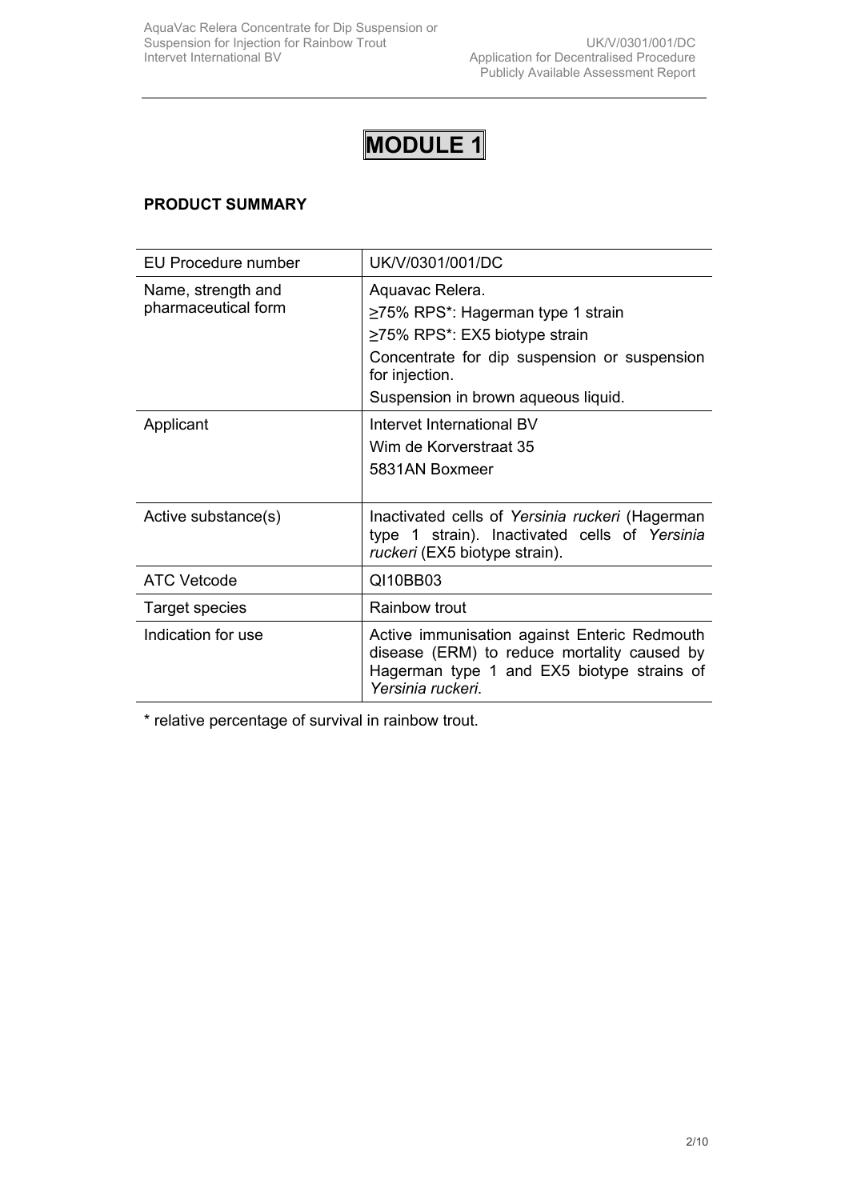# MODULE 1

## PRODUCT SUMMARY

| EU Procedure number | UK/V/0301/001/DC |
|---|---|
| Name, strength and pharmaceutical form | Aquavac Relera.<br>≥75% RPS*: Hagerman type 1 strain<br>≥75% RPS*: EX5 biotype strain<br>Concentrate for dip suspension or suspension for injection.<br>Suspension in brown aqueous liquid. |
| Applicant | Intervet International BV<br>Wim de Korverstraat 35<br>5831AN Boxmeer |
| Active substance(s) | Inactivated cells of *Yersinia ruckeri* (Hagerman type 1 strain). Inactivated cells of *Yersinia ruckeri* (EX5 biotype strain). |
| ATC Vetcode | QI10BB03 |
| Target species | Rainbow trout |
| Indication for use | Active immunisation against Enteric Redmouth disease (ERM) to reduce mortality caused by Hagerman type 1 and EX5 biotype strains of *Yersinia ruckeri*. |

* relative percentage of survival in rainbow trout.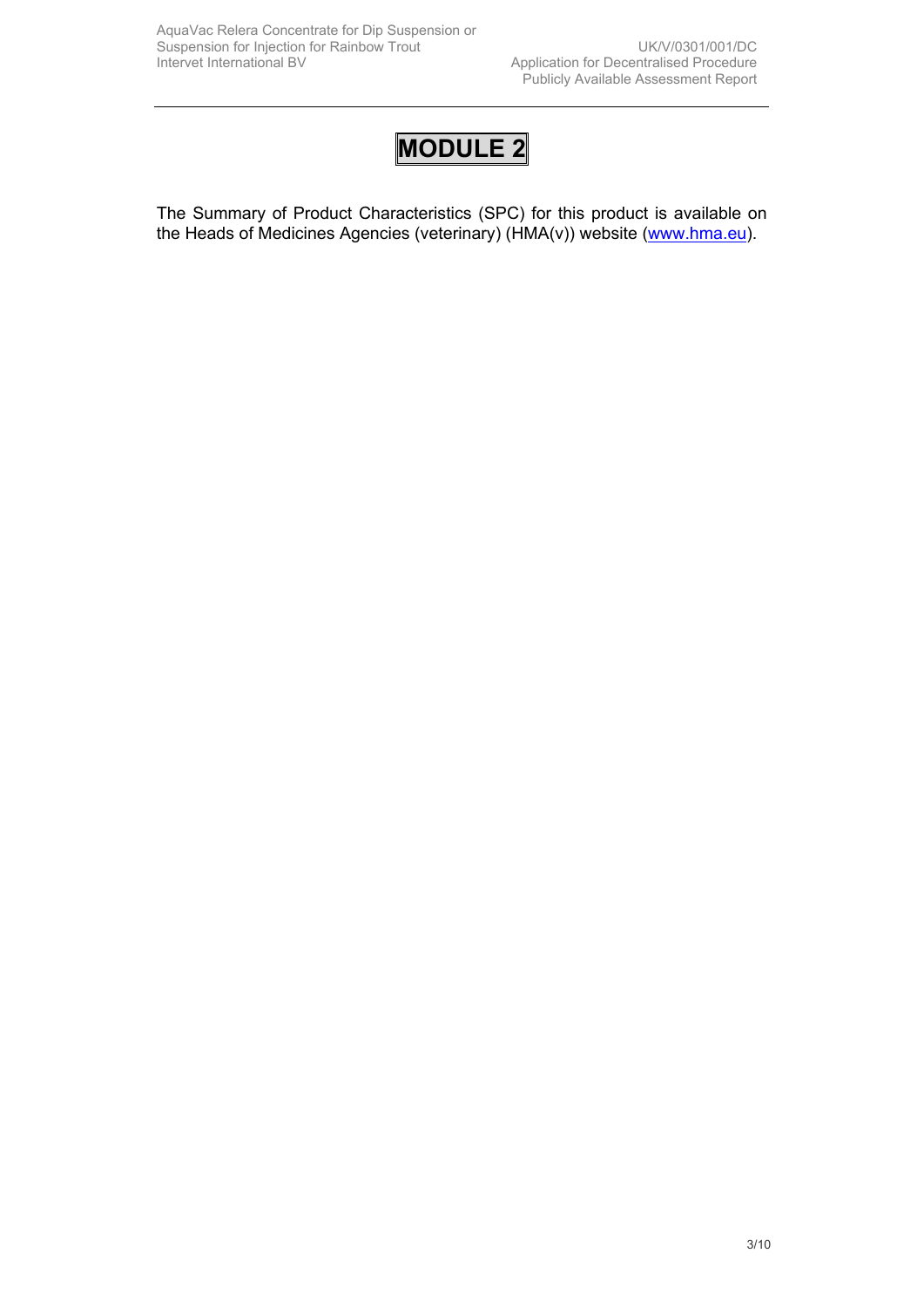# MODULE 2

The Summary of Product Characteristics (SPC) for this product is available on the Heads of Medicines Agencies (veterinary) (HMA(v)) website (www.hma.eu).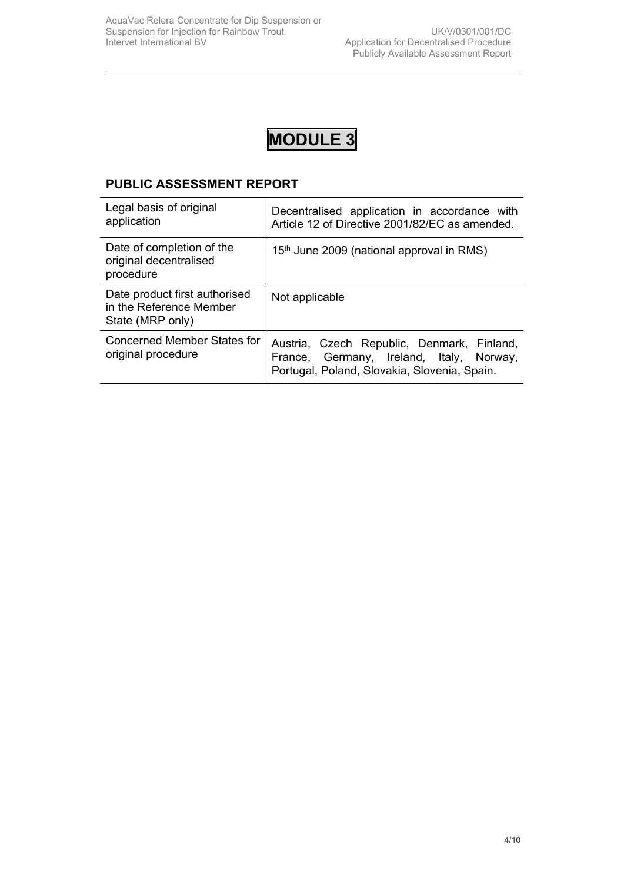# MODULE 3

## PUBLIC ASSESSMENT REPORT

| Legal basis of original application | Decentralised application in accordance with Article 12 of Directive 2001/82/EC as amended. |
| --- | --- |
| Date of completion of the original decentralised procedure | 15th June 2009 (national approval in RMS) |
| Date product first authorised in the Reference Member State (MRP only) | Not applicable |
| Concerned Member States for original procedure | Austria, Czech Republic, Denmark, Finland, France, Germany, Ireland, Italy, Norway, Portugal, Poland, Slovakia, Slovenia, Spain. |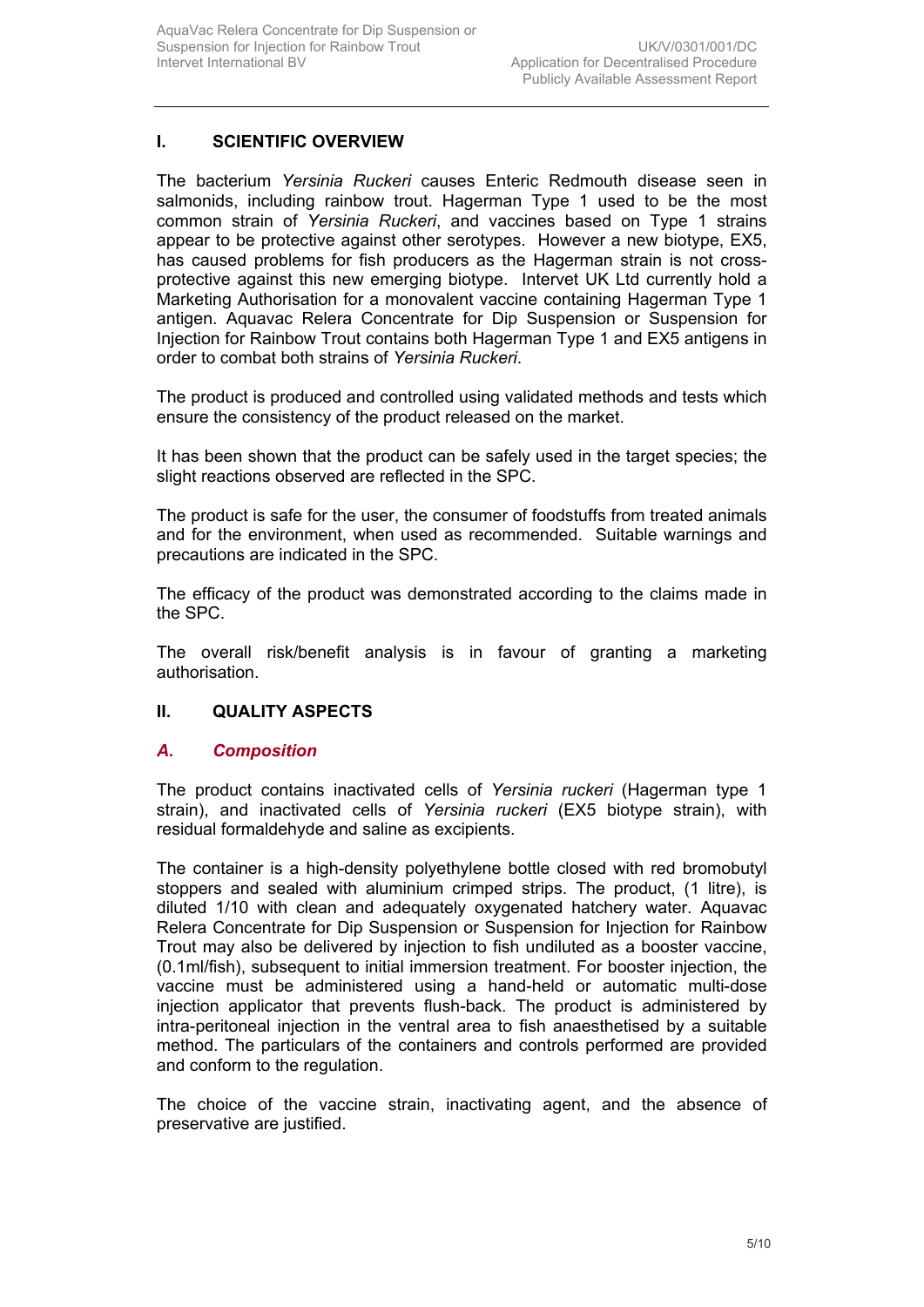## I. SCIENTIFIC OVERVIEW

The bacterium *Yersinia Ruckeri* causes Enteric Redmouth disease seen in salmonids, including rainbow trout. Hagerman Type 1 used to be the most common strain of *Yersinia Ruckeri*, and vaccines based on Type 1 strains appear to be protective against other serotypes. However a new biotype, EX5, has caused problems for fish producers as the Hagerman strain is not cross-protective against this new emerging biotype. Intervet UK Ltd currently hold a Marketing Authorisation for a monovalent vaccine containing Hagerman Type 1 antigen. Aquavac Relera Concentrate for Dip Suspension or Suspension for Injection for Rainbow Trout contains both Hagerman Type 1 and EX5 antigens in order to combat both strains of *Yersinia Ruckeri*.

The product is produced and controlled using validated methods and tests which ensure the consistency of the product released on the market.

It has been shown that the product can be safely used in the target species; the slight reactions observed are reflected in the SPC.

The product is safe for the user, the consumer of foodstuffs from treated animals and for the environment, when used as recommended. Suitable warnings and precautions are indicated in the SPC.

The efficacy of the product was demonstrated according to the claims made in the SPC.

The overall risk/benefit analysis is in favour of granting a marketing authorisation.

## II. QUALITY ASPECTS

### *A. Composition*

The product contains inactivated cells of *Yersinia ruckeri* (Hagerman type 1 strain), and inactivated cells of *Yersinia ruckeri* (EX5 biotype strain), with residual formaldehyde and saline as excipients.

The container is a high-density polyethylene bottle closed with red bromobutyl stoppers and sealed with aluminium crimped strips. The product, (1 litre), is diluted 1/10 with clean and adequately oxygenated hatchery water. Aquavac Relera Concentrate for Dip Suspension or Suspension for Injection for Rainbow Trout may also be delivered by injection to fish undiluted as a booster vaccine, (0.1ml/fish), subsequent to initial immersion treatment. For booster injection, the vaccine must be administered using a hand-held or automatic multi-dose injection applicator that prevents flush-back. The product is administered by intra-peritoneal injection in the ventral area to fish anaesthetised by a suitable method. The particulars of the containers and controls performed are provided and conform to the regulation.

The choice of the vaccine strain, inactivating agent, and the absence of preservative are justified.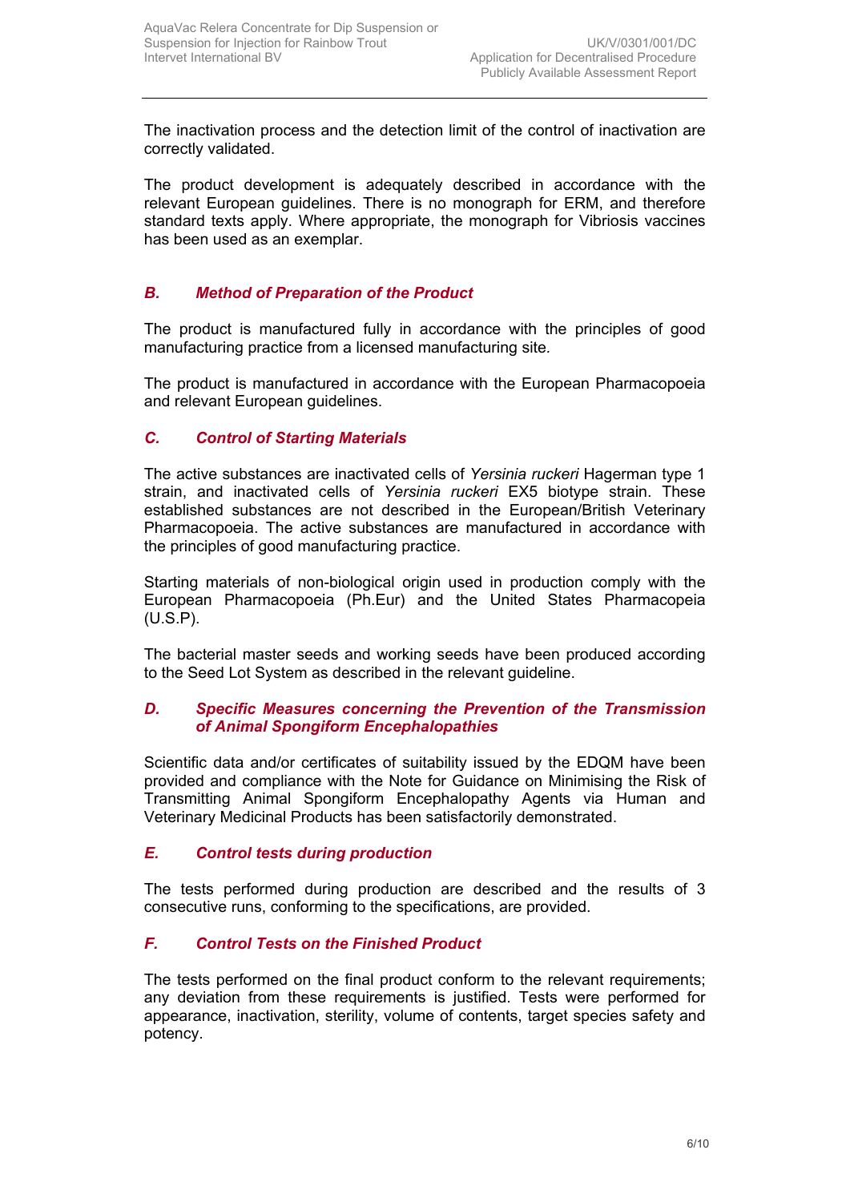The inactivation process and the detection limit of the control of inactivation are correctly validated.

The product development is adequately described in accordance with the relevant European guidelines. There is no monograph for ERM, and therefore standard texts apply. Where appropriate, the monograph for Vibriosis vaccines has been used as an exemplar.

### *B. Method of Preparation of the Product*

The product is manufactured fully in accordance with the principles of good manufacturing practice from a licensed manufacturing site.

The product is manufactured in accordance with the European Pharmacopoeia and relevant European guidelines.

### *C. Control of Starting Materials*

The active substances are inactivated cells of *Yersinia ruckeri* Hagerman type 1 strain, and inactivated cells of *Yersinia ruckeri* EX5 biotype strain. These established substances are not described in the European/British Veterinary Pharmacopoeia. The active substances are manufactured in accordance with the principles of good manufacturing practice.

Starting materials of non-biological origin used in production comply with the European Pharmacopoeia (Ph.Eur) and the United States Pharmacopeia (U.S.P).

The bacterial master seeds and working seeds have been produced according to the Seed Lot System as described in the relevant guideline.

### *D. Specific Measures concerning the Prevention of the Transmission of Animal Spongiform Encephalopathies*

Scientific data and/or certificates of suitability issued by the EDQM have been provided and compliance with the Note for Guidance on Minimising the Risk of Transmitting Animal Spongiform Encephalopathy Agents via Human and Veterinary Medicinal Products has been satisfactorily demonstrated.

### *E. Control tests during production*

The tests performed during production are described and the results of 3 consecutive runs, conforming to the specifications, are provided.

### *F. Control Tests on the Finished Product*

The tests performed on the final product conform to the relevant requirements; any deviation from these requirements is justified. Tests were performed for appearance, inactivation, sterility, volume of contents, target species safety and potency.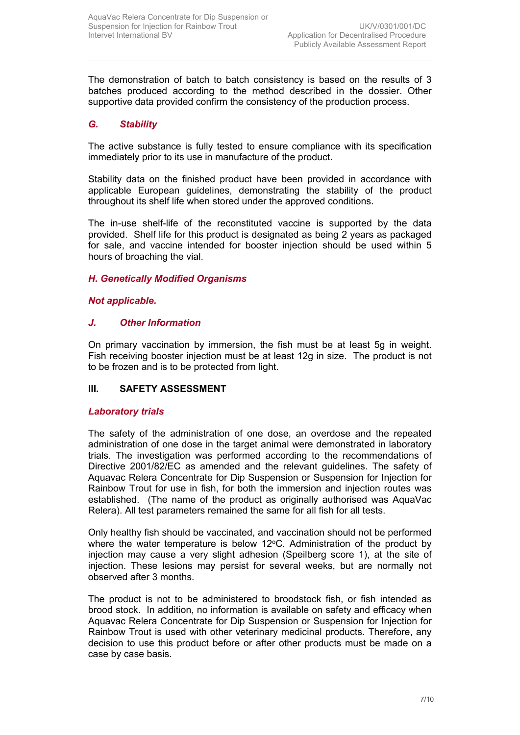The demonstration of batch to batch consistency is based on the results of 3 batches produced according to the method described in the dossier. Other supportive data provided confirm the consistency of the production process.

### *G. Stability*

The active substance is fully tested to ensure compliance with its specification immediately prior to its use in manufacture of the product.

Stability data on the finished product have been provided in accordance with applicable European guidelines, demonstrating the stability of the product throughout its shelf life when stored under the approved conditions.

The in-use shelf-life of the reconstituted vaccine is supported by the data provided. Shelf life for this product is designated as being 2 years as packaged for sale, and vaccine intended for booster injection should be used within 5 hours of broaching the vial.

### *H. Genetically Modified Organisms*

***Not applicable.***

### *J. Other Information*

On primary vaccination by immersion, the fish must be at least 5g in weight. Fish receiving booster injection must be at least 12g in size. The product is not to be frozen and is to be protected from light.

## III. SAFETY ASSESSMENT

### *Laboratory trials*

The safety of the administration of one dose, an overdose and the repeated administration of one dose in the target animal were demonstrated in laboratory trials. The investigation was performed according to the recommendations of Directive 2001/82/EC as amended and the relevant guidelines. The safety of Aquavac Relera Concentrate for Dip Suspension or Suspension for Injection for Rainbow Trout for use in fish, for both the immersion and injection routes was established. (The name of the product as originally authorised was AquaVac Relera). All test parameters remained the same for all fish for all tests.

Only healthy fish should be vaccinated, and vaccination should not be performed where the water temperature is below 12°C. Administration of the product by injection may cause a very slight adhesion (Speilberg score 1), at the site of injection. These lesions may persist for several weeks, but are normally not observed after 3 months.

The product is not to be administered to broodstock fish, or fish intended as brood stock. In addition, no information is available on safety and efficacy when Aquavac Relera Concentrate for Dip Suspension or Suspension for Injection for Rainbow Trout is used with other veterinary medicinal products. Therefore, any decision to use this product before or after other products must be made on a case by case basis.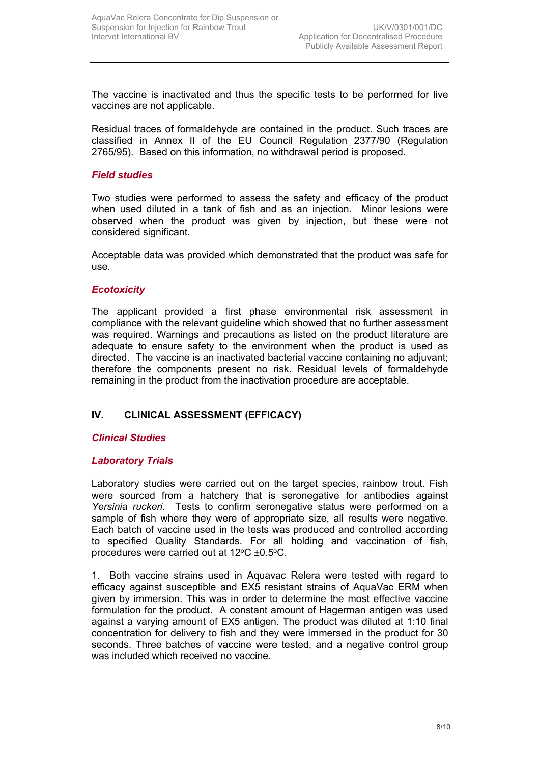The vaccine is inactivated and thus the specific tests to be performed for live vaccines are not applicable.

Residual traces of formaldehyde are contained in the product. Such traces are classified in Annex II of the EU Council Regulation 2377/90 (Regulation 2765/95). Based on this information, no withdrawal period is proposed.

### *Field studies*

Two studies were performed to assess the safety and efficacy of the product when used diluted in a tank of fish and as an injection. Minor lesions were observed when the product was given by injection, but these were not considered significant.

Acceptable data was provided which demonstrated that the product was safe for use.

### *Ecotoxicity*

The applicant provided a first phase environmental risk assessment in compliance with the relevant guideline which showed that no further assessment was required. Warnings and precautions as listed on the product literature are adequate to ensure safety to the environment when the product is used as directed. The vaccine is an inactivated bacterial vaccine containing no adjuvant; therefore the components present no risk. Residual levels of formaldehyde remaining in the product from the inactivation procedure are acceptable.

## IV. CLINICAL ASSESSMENT (EFFICACY)

### *Clinical Studies*

### *Laboratory Trials*

Laboratory studies were carried out on the target species, rainbow trout. Fish were sourced from a hatchery that is seronegative for antibodies against *Yersinia ruckeri*. Tests to confirm seronegative status were performed on a sample of fish where they were of appropriate size, all results were negative. Each batch of vaccine used in the tests was produced and controlled according to specified Quality Standards. For all holding and vaccination of fish, procedures were carried out at 12$^{o}$C ±0.5$^{o}$C.

1. Both vaccine strains used in Aquavac Relera were tested with regard to efficacy against susceptible and EX5 resistant strains of AquaVac ERM when given by immersion. This was in order to determine the most effective vaccine formulation for the product. A constant amount of Hagerman antigen was used against a varying amount of EX5 antigen. The product was diluted at 1:10 final concentration for delivery to fish and they were immersed in the product for 30 seconds. Three batches of vaccine were tested, and a negative control group was included which received no vaccine.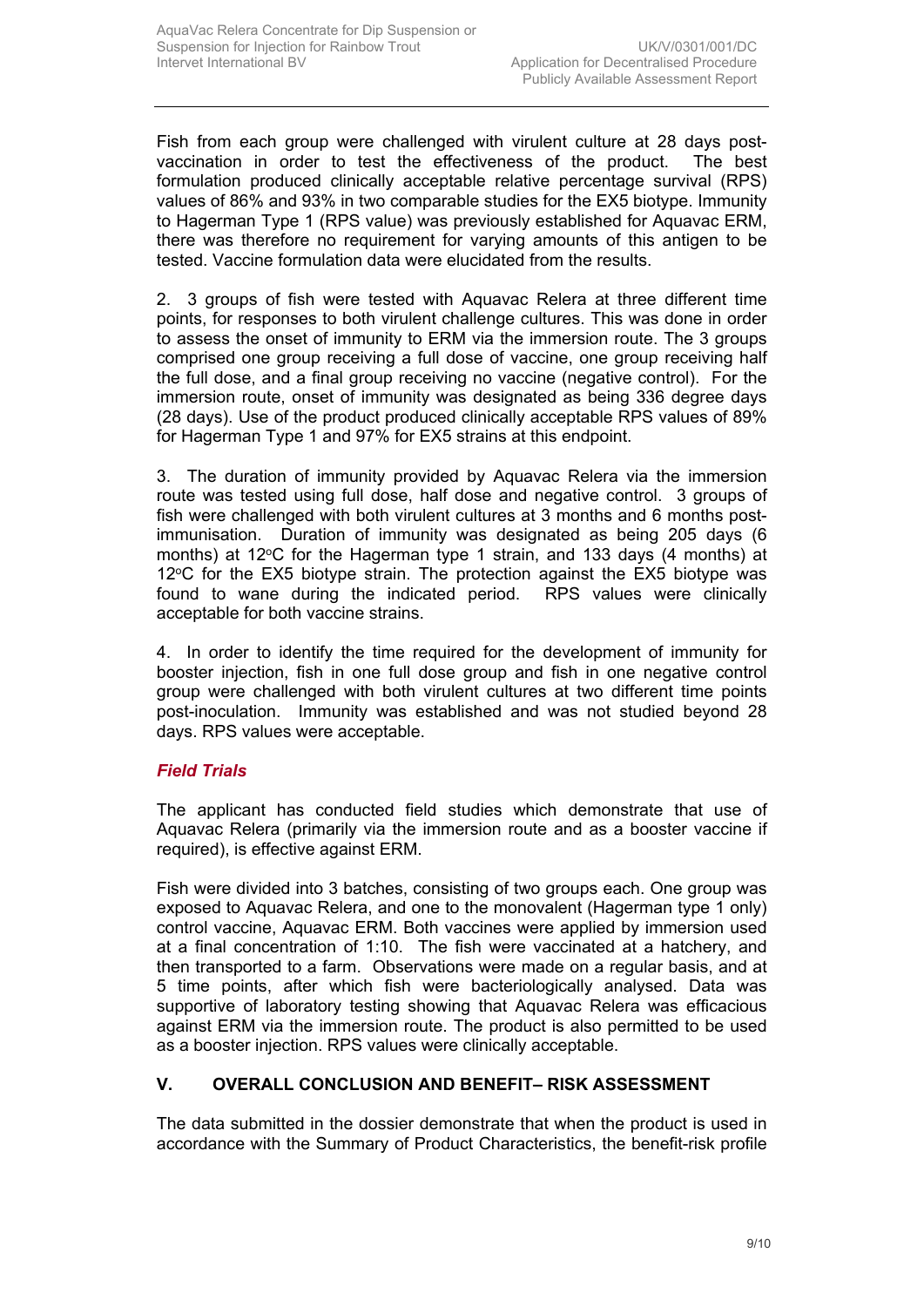Fish from each group were challenged with virulent culture at 28 days post-vaccination in order to test the effectiveness of the product. The best formulation produced clinically acceptable relative percentage survival (RPS) values of 86% and 93% in two comparable studies for the EX5 biotype. Immunity to Hagerman Type 1 (RPS value) was previously established for Aquavac ERM, there was therefore no requirement for varying amounts of this antigen to be tested. Vaccine formulation data were elucidated from the results.

2. 3 groups of fish were tested with Aquavac Relera at three different time points, for responses to both virulent challenge cultures. This was done in order to assess the onset of immunity to ERM via the immersion route. The 3 groups comprised one group receiving a full dose of vaccine, one group receiving half the full dose, and a final group receiving no vaccine (negative control). For the immersion route, onset of immunity was designated as being 336 degree days (28 days). Use of the product produced clinically acceptable RPS values of 89% for Hagerman Type 1 and 97% for EX5 strains at this endpoint.

3. The duration of immunity provided by Aquavac Relera via the immersion route was tested using full dose, half dose and negative control. 3 groups of fish were challenged with both virulent cultures at 3 months and 6 months post-immunisation. Duration of immunity was designated as being 205 days (6 months) at 12°C for the Hagerman type 1 strain, and 133 days (4 months) at 12°C for the EX5 biotype strain. The protection against the EX5 biotype was found to wane during the indicated period. RPS values were clinically acceptable for both vaccine strains.

4. In order to identify the time required for the development of immunity for booster injection, fish in one full dose group and fish in one negative control group were challenged with both virulent cultures at two different time points post-inoculation. Immunity was established and was not studied beyond 28 days. RPS values were acceptable.

### *Field Trials*

The applicant has conducted field studies which demonstrate that use of Aquavac Relera (primarily via the immersion route and as a booster vaccine if required), is effective against ERM.

Fish were divided into 3 batches, consisting of two groups each. One group was exposed to Aquavac Relera, and one to the monovalent (Hagerman type 1 only) control vaccine, Aquavac ERM. Both vaccines were applied by immersion used at a final concentration of 1:10. The fish were vaccinated at a hatchery, and then transported to a farm. Observations were made on a regular basis, and at 5 time points, after which fish were bacteriologically analysed. Data was supportive of laboratory testing showing that Aquavac Relera was efficacious against ERM via the immersion route. The product is also permitted to be used as a booster injection. RPS values were clinically acceptable.

## V. OVERALL CONCLUSION AND BENEFIT– RISK ASSESSMENT

The data submitted in the dossier demonstrate that when the product is used in accordance with the Summary of Product Characteristics, the benefit-risk profile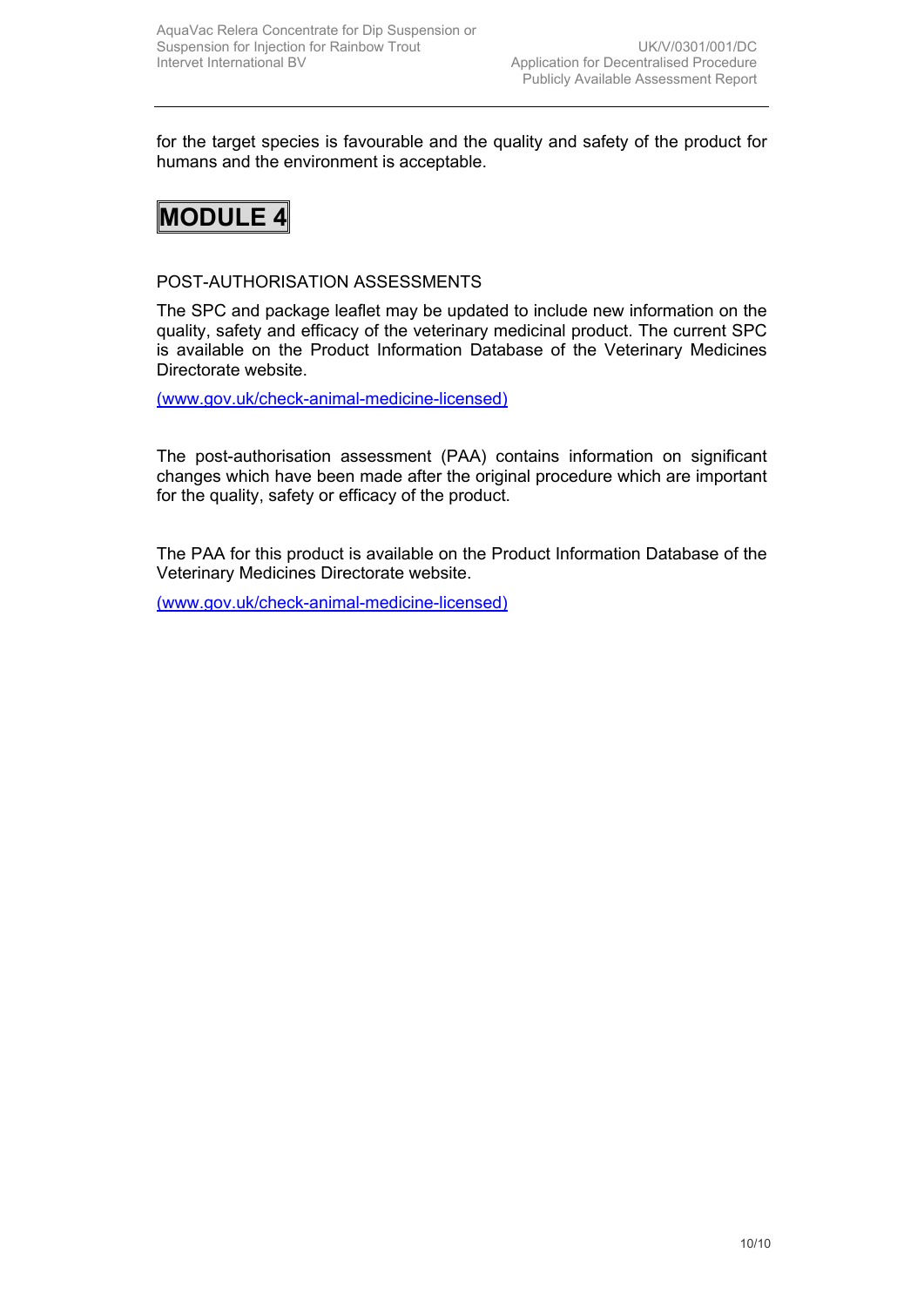for the target species is favourable and the quality and safety of the product for humans and the environment is acceptable.

# MODULE 4

POST-AUTHORISATION ASSESSMENTS

The SPC and package leaflet may be updated to include new information on the quality, safety and efficacy of the veterinary medicinal product. The current SPC is available on the Product Information Database of the Veterinary Medicines Directorate website.

(www.gov.uk/check-animal-medicine-licensed)

The post-authorisation assessment (PAA) contains information on significant changes which have been made after the original procedure which are important for the quality, safety or efficacy of the product.

The PAA for this product is available on the Product Information Database of the Veterinary Medicines Directorate website.

(www.gov.uk/check-animal-medicine-licensed)